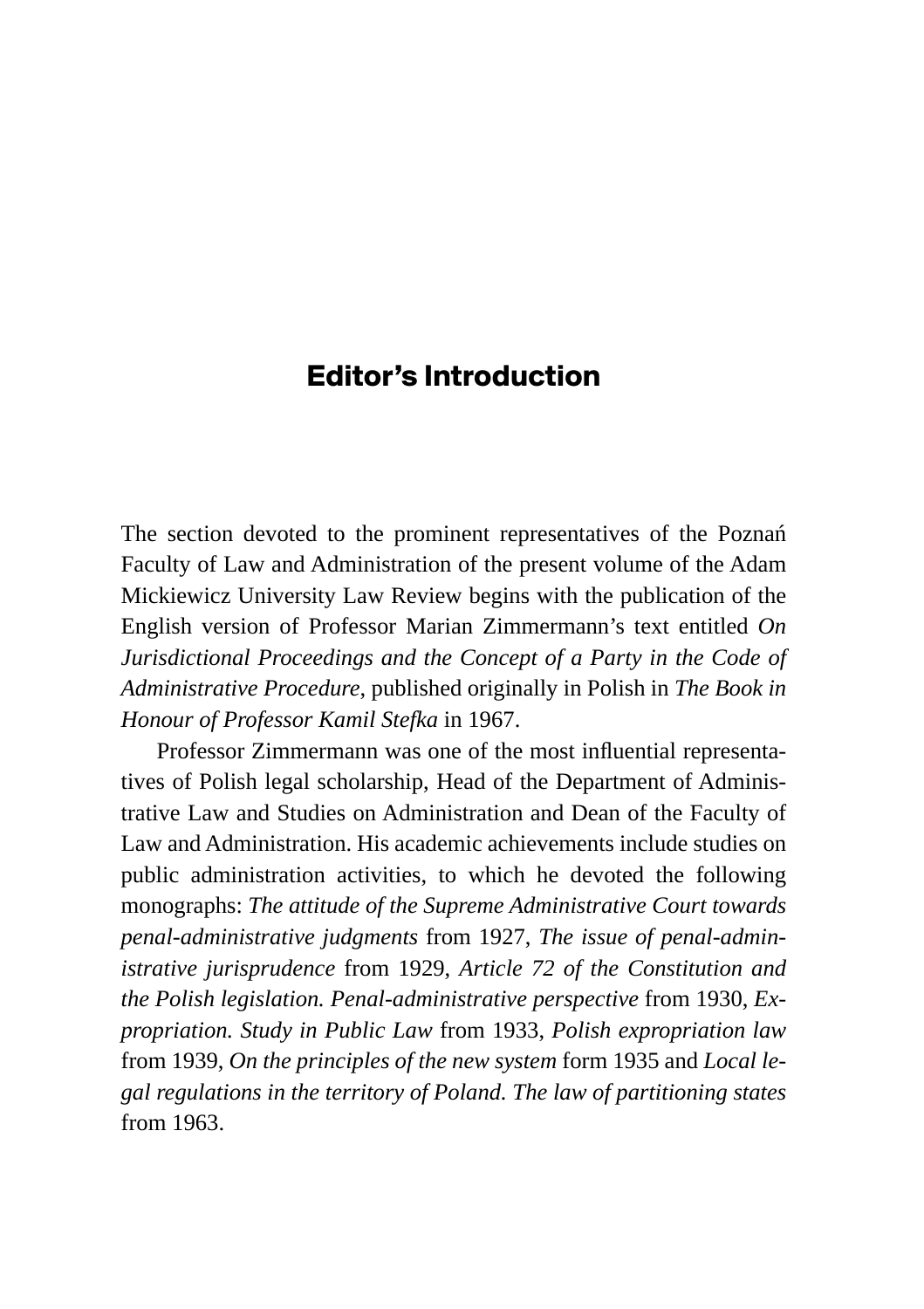# Editor's Introduction

The section devoted to the prominent representatives of the Poznań Faculty of Law and Administration of the present volume of the Adam Mickiewicz University Law Review begins with the publication of the English version of Professor Marian Zimmermann's text entitled *On Jurisdictional Proceedings and the Concept of a Party in the Code of Administrative Procedure*, published originally in Polish in *The Book in Honour of Professor Kamil Stefka* in 1967.

Professor Zimmermann was one of the most influential representatives of Polish legal scholarship, Head of the Department of Administrative Law and Studies on Administration and Dean of the Faculty of Law and Administration. His academic achievements include studies on public administration activities, to which he devoted the following monographs: *The attitude of the Supreme Administrative Court towards penal-administrative judgments* from 1927, *The issue of penal-administrative jurisprudence* from 1929, *Article 72 of the Constitution and the Polish legislation. Penal-administrative perspective* from 1930, *Expropriation. Study in Public Law* from 1933, *Polish expropriation law* from 1939, *On the principles of the new system* form 1935 and *Local legal regulations in the territory of Poland. The law of partitioning states* from 1963.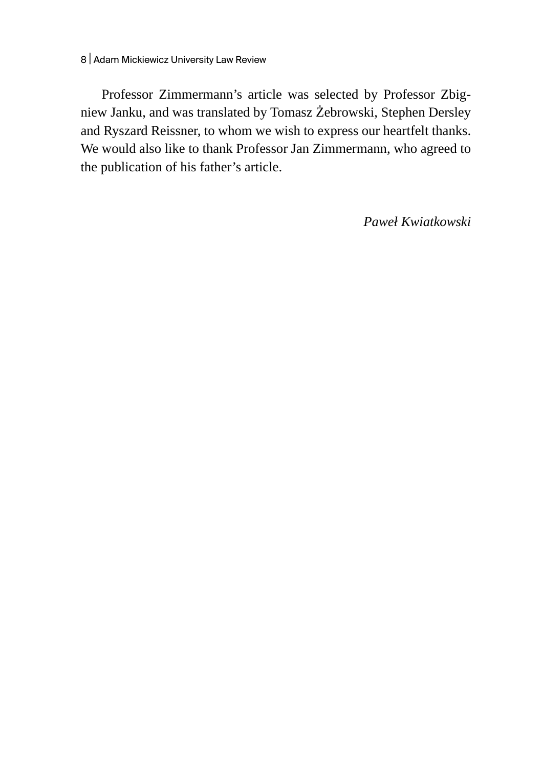Professor Zimmermann's article was selected by Professor Zbigniew Janku, and was translated by Tomasz Żebrowski, Stephen Dersley and Ryszard Reissner, to whom we wish to express our heartfelt thanks. We would also like to thank Professor Jan Zimmermann, who agreed to the publication of his father's article.

*Paweł Kwiatkowski*